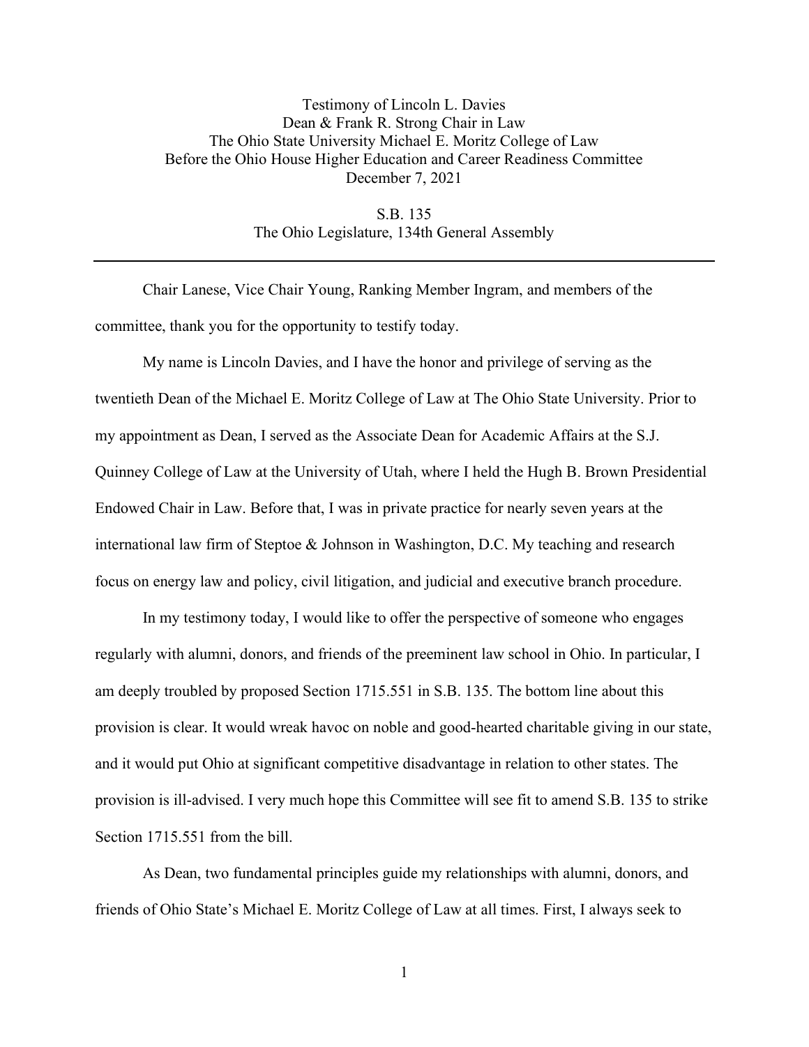Testimony of Lincoln L. Davies
Dean & Frank R. Strong Chair in Law
The Ohio State University Michael E. Moritz College of Law
Before the Ohio House Higher Education and Career Readiness Committee
December 7, 2021

S.B. 135
The Ohio Legislature, 134th General Assembly

---

Chair Lanese, Vice Chair Young, Ranking Member Ingram, and members of the committee, thank you for the opportunity to testify today.

My name is Lincoln Davies, and I have the honor and privilege of serving as the twentieth Dean of the Michael E. Moritz College of Law at The Ohio State University. Prior to my appointment as Dean, I served as the Associate Dean for Academic Affairs at the S.J. Quinney College of Law at the University of Utah, where I held the Hugh B. Brown Presidential Endowed Chair in Law. Before that, I was in private practice for nearly seven years at the international law firm of Steptoe & Johnson in Washington, D.C. My teaching and research focus on energy law and policy, civil litigation, and judicial and executive branch procedure.

In my testimony today, I would like to offer the perspective of someone who engages regularly with alumni, donors, and friends of the preeminent law school in Ohio. In particular, I am deeply troubled by proposed Section 1715.551 in S.B. 135. The bottom line about this provision is clear. It would wreak havoc on noble and good-hearted charitable giving in our state, and it would put Ohio at significant competitive disadvantage in relation to other states. The provision is ill-advised. I very much hope this Committee will see fit to amend S.B. 135 to strike Section 1715.551 from the bill.

As Dean, two fundamental principles guide my relationships with alumni, donors, and friends of Ohio State's Michael E. Moritz College of Law at all times. First, I always seek to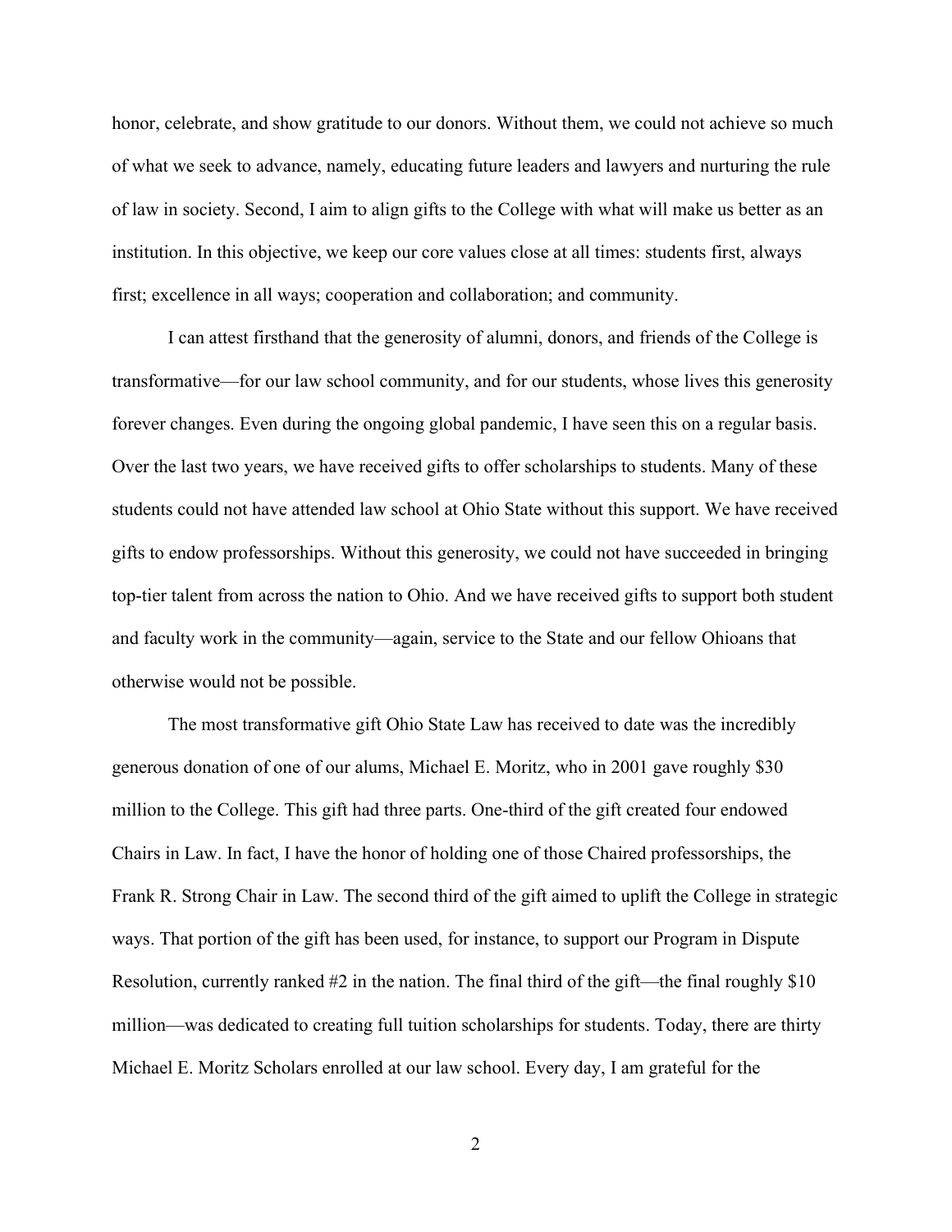honor, celebrate, and show gratitude to our donors. Without them, we could not achieve so much of what we seek to advance, namely, educating future leaders and lawyers and nurturing the rule of law in society. Second, I aim to align gifts to the College with what will make us better as an institution. In this objective, we keep our core values close at all times: students first, always first; excellence in all ways; cooperation and collaboration; and community.

I can attest firsthand that the generosity of alumni, donors, and friends of the College is transformative—for our law school community, and for our students, whose lives this generosity forever changes. Even during the ongoing global pandemic, I have seen this on a regular basis. Over the last two years, we have received gifts to offer scholarships to students. Many of these students could not have attended law school at Ohio State without this support. We have received gifts to endow professorships. Without this generosity, we could not have succeeded in bringing top-tier talent from across the nation to Ohio. And we have received gifts to support both student and faculty work in the community—again, service to the State and our fellow Ohioans that otherwise would not be possible.

The most transformative gift Ohio State Law has received to date was the incredibly generous donation of one of our alums, Michael E. Moritz, who in 2001 gave roughly $30 million to the College. This gift had three parts. One-third of the gift created four endowed Chairs in Law. In fact, I have the honor of holding one of those Chaired professorships, the Frank R. Strong Chair in Law. The second third of the gift aimed to uplift the College in strategic ways. That portion of the gift has been used, for instance, to support our Program in Dispute Resolution, currently ranked #2 in the nation. The final third of the gift—the final roughly $10 million—was dedicated to creating full tuition scholarships for students. Today, there are thirty Michael E. Moritz Scholars enrolled at our law school. Every day, I am grateful for the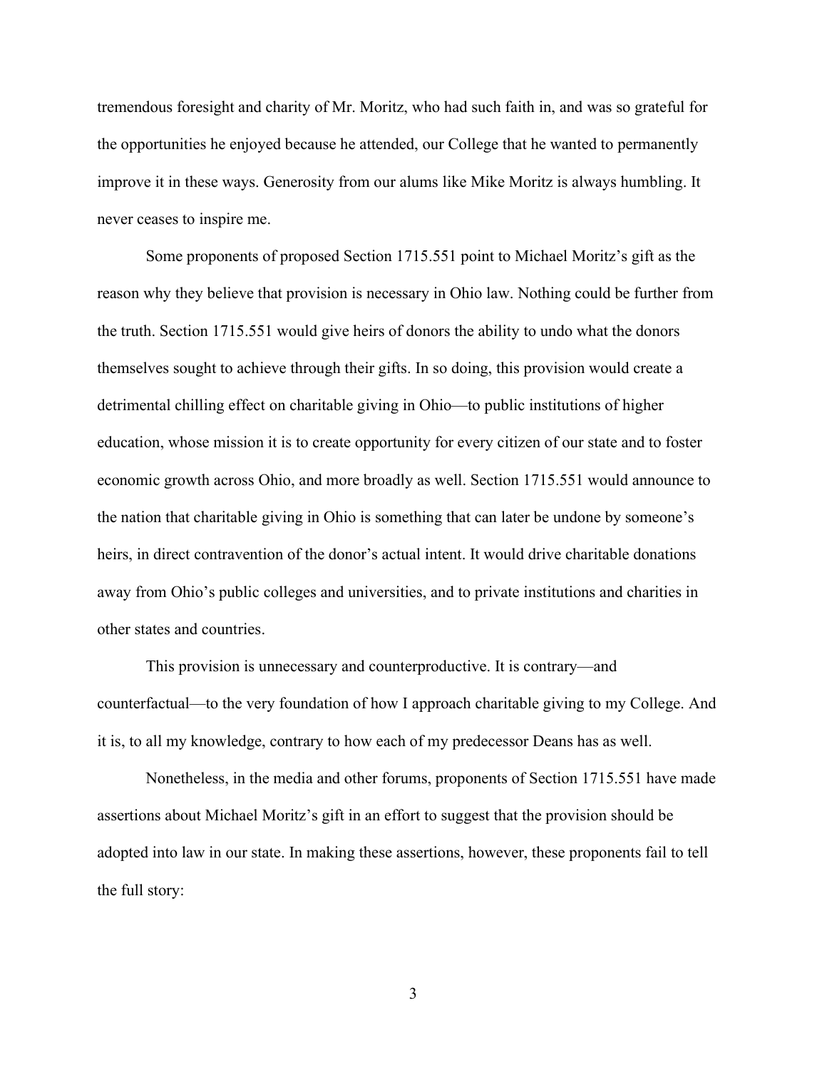tremendous foresight and charity of Mr. Moritz, who had such faith in, and was so grateful for the opportunities he enjoyed because he attended, our College that he wanted to permanently improve it in these ways. Generosity from our alums like Mike Moritz is always humbling. It never ceases to inspire me.

Some proponents of proposed Section 1715.551 point to Michael Moritz's gift as the reason why they believe that provision is necessary in Ohio law. Nothing could be further from the truth. Section 1715.551 would give heirs of donors the ability to undo what the donors themselves sought to achieve through their gifts. In so doing, this provision would create a detrimental chilling effect on charitable giving in Ohio—to public institutions of higher education, whose mission it is to create opportunity for every citizen of our state and to foster economic growth across Ohio, and more broadly as well. Section 1715.551 would announce to the nation that charitable giving in Ohio is something that can later be undone by someone's heirs, in direct contravention of the donor's actual intent. It would drive charitable donations away from Ohio's public colleges and universities, and to private institutions and charities in other states and countries.

This provision is unnecessary and counterproductive. It is contrary—and counterfactual—to the very foundation of how I approach charitable giving to my College. And it is, to all my knowledge, contrary to how each of my predecessor Deans has as well.

Nonetheless, in the media and other forums, proponents of Section 1715.551 have made assertions about Michael Moritz's gift in an effort to suggest that the provision should be adopted into law in our state. In making these assertions, however, these proponents fail to tell the full story: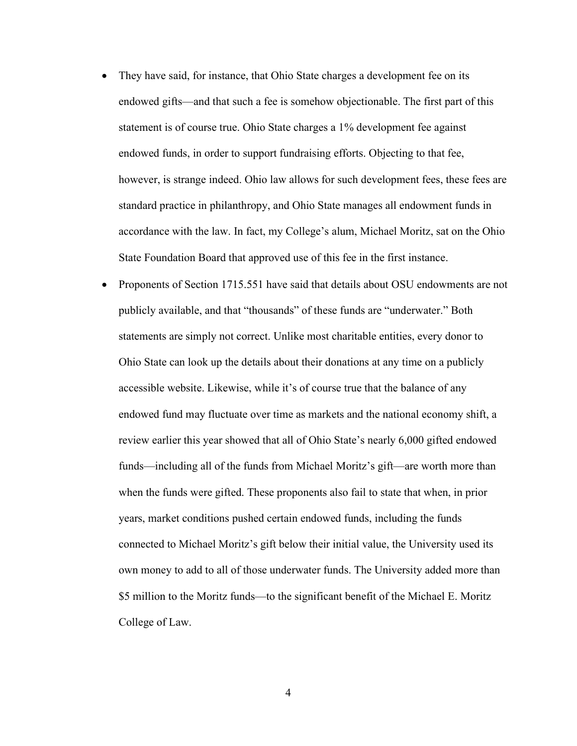- They have said, for instance, that Ohio State charges a development fee on its endowed gifts—and that such a fee is somehow objectionable. The first part of this statement is of course true. Ohio State charges a 1% development fee against endowed funds, in order to support fundraising efforts. Objecting to that fee, however, is strange indeed. Ohio law allows for such development fees, these fees are standard practice in philanthropy, and Ohio State manages all endowment funds in accordance with the law. In fact, my College's alum, Michael Moritz, sat on the Ohio State Foundation Board that approved use of this fee in the first instance.
- Proponents of Section 1715.551 have said that details about OSU endowments are not publicly available, and that "thousands" of these funds are "underwater." Both statements are simply not correct. Unlike most charitable entities, every donor to Ohio State can look up the details about their donations at any time on a publicly accessible website. Likewise, while it's of course true that the balance of any endowed fund may fluctuate over time as markets and the national economy shift, a review earlier this year showed that all of Ohio State's nearly 6,000 gifted endowed funds—including all of the funds from Michael Moritz's gift—are worth more than when the funds were gifted. These proponents also fail to state that when, in prior years, market conditions pushed certain endowed funds, including the funds connected to Michael Moritz's gift below their initial value, the University used its own money to add to all of those underwater funds. The University added more than $5 million to the Moritz funds—to the significant benefit of the Michael E. Moritz College of Law.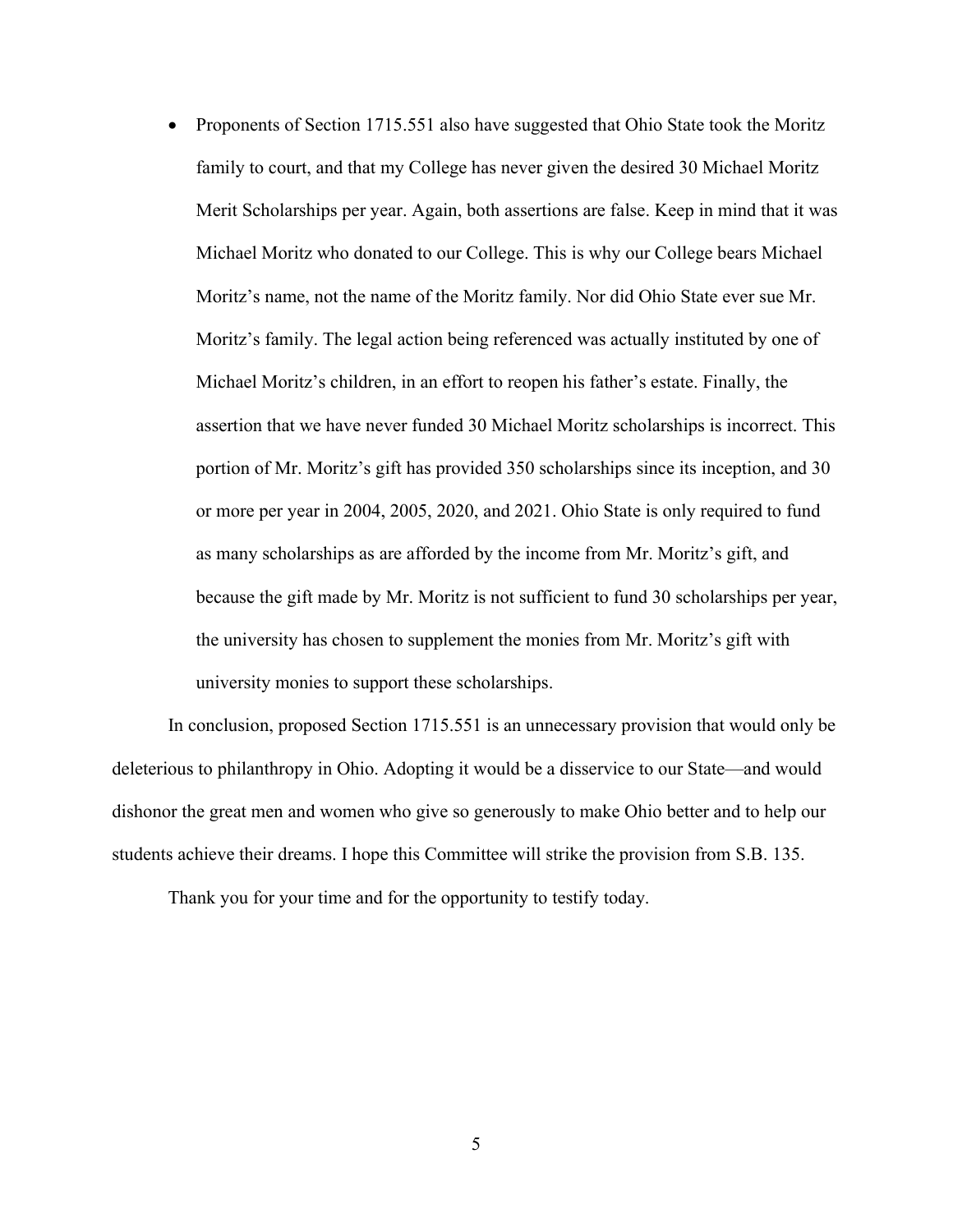- Proponents of Section 1715.551 also have suggested that Ohio State took the Moritz family to court, and that my College has never given the desired 30 Michael Moritz Merit Scholarships per year. Again, both assertions are false. Keep in mind that it was Michael Moritz who donated to our College. This is why our College bears Michael Moritz's name, not the name of the Moritz family. Nor did Ohio State ever sue Mr. Moritz's family. The legal action being referenced was actually instituted by one of Michael Moritz's children, in an effort to reopen his father's estate. Finally, the assertion that we have never funded 30 Michael Moritz scholarships is incorrect. This portion of Mr. Moritz's gift has provided 350 scholarships since its inception, and 30 or more per year in 2004, 2005, 2020, and 2021. Ohio State is only required to fund as many scholarships as are afforded by the income from Mr. Moritz's gift, and because the gift made by Mr. Moritz is not sufficient to fund 30 scholarships per year, the university has chosen to supplement the monies from Mr. Moritz's gift with university monies to support these scholarships.

In conclusion, proposed Section 1715.551 is an unnecessary provision that would only be deleterious to philanthropy in Ohio. Adopting it would be a disservice to our State—and would dishonor the great men and women who give so generously to make Ohio better and to help our students achieve their dreams. I hope this Committee will strike the provision from S.B. 135.

Thank you for your time and for the opportunity to testify today.